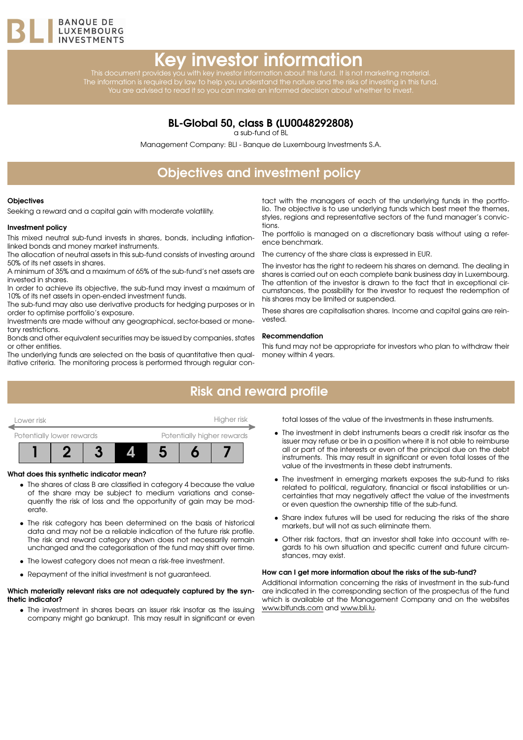BANQUE DE LUXEMBOURG INVESTMENTS

# Key investor information

This document provides you with key investor information about this fund. It is not marketing material. The information is required by law to help you understand the nature and the risks of investing in this fund. You are advised to read it so you can make an informed decision about whether to invest.

## BL-Global 50, class B (LU0048292808)

a sub-fund of BL

Management Company: BLI - Banque de Luxembourg Investments S.A.

## Objectives and investment policy

**Objectives**

Seeking a reward and a capital gain with moderate volatility.

**Investment policy**

This mixed neutral sub-fund invests in shares, bonds, including inflation-linked bonds and money market instruments.

The allocation of neutral assets in this sub-fund consists of investing around 50% of its net assets in shares.

A minimum of 35% and a maximum of 65% of the sub-fund's net assets are invested in shares.

In order to achieve its objective, the sub-fund may invest a maximum of 10% of its net assets in open-ended investment funds.

The sub-fund may also use derivative products for hedging purposes or in order to optimise portfolio's exposure.

Investments are made without any geographical, sector-based or monetary restrictions.

Bonds and other equivalent securities may be issued by companies, states or other entities.

The underlying funds are selected on the basis of quantitative then qualitative criteria. The monitoring process is performed through regular contact with the managers of each of the underlying funds in the portfolio. The objective is to use underlying funds which best meet the themes, styles, regions and representative sectors of the fund manager's convictions.

The portfolio is managed on a discretionary basis without using a reference benchmark.

The currency of the share class is expressed in EUR.

The investor has the right to redeem his shares on demand. The dealing in shares is carried out on each complete bank business day in Luxembourg. The attention of the investor is drawn to the fact that in exceptional circumstances, the possibility for the investor to request the redemption of his shares may be limited or suspended.

These shares are capitalisation shares. Income and capital gains are reinvested.

**Recommendation**

This fund may not be appropriate for investors who plan to withdraw their money within 4 years.

## Risk and reward profile

Lower risk — Higher risk

Potentially lower rewards — Potentially higher rewards

| 1 | 2 | 3 | **4** | 5 | 6 | 7 |
|---|---|---|---|---|---|---|

**What does this synthetic indicator mean?**

- The shares of class B are classified in category 4 because the value of the share may be subject to medium variations and consequently the risk of loss and the opportunity of gain may be moderate.
- The risk category has been determined on the basis of historical data and may not be a reliable indication of the future risk profile. The risk and reward category shown does not necessarily remain unchanged and the categorisation of the fund may shift over time.
- The lowest category does not mean a risk-free investment.
- Repayment of the initial investment is not guaranteed.

**Which materially relevant risks are not adequately captured by the synthetic indicator?**

- The investment in shares bears an issuer risk insofar as the issuing company might go bankrupt. This may result in significant or even total losses of the value of the investments in these instruments.
- The investment in debt instruments bears a credit risk insofar as the issuer may refuse or be in a position where it is not able to reimburse all or part of the interests or even of the principal due on the debt instruments. This may result in significant or even total losses of the value of the investments in these debt instruments.
- The investment in emerging markets exposes the sub-fund to risks related to political, regulatory, financial or fiscal instabilities or uncertainties that may negatively affect the value of the investments or even question the ownership title of the sub-fund.
- Share index futures will be used for reducing the risks of the share markets, but will not as such eliminate them.
- Other risk factors, that an investor shall take into account with regards to his own situation and specific current and future circumstances, may exist.

**How can I get more information about the risks of the sub-fund?**

Additional information concerning the risks of investment in the sub-fund are indicated in the corresponding section of the prospectus of the fund which is available at the Management Company and on the websites www.blfunds.com and www.bli.lu.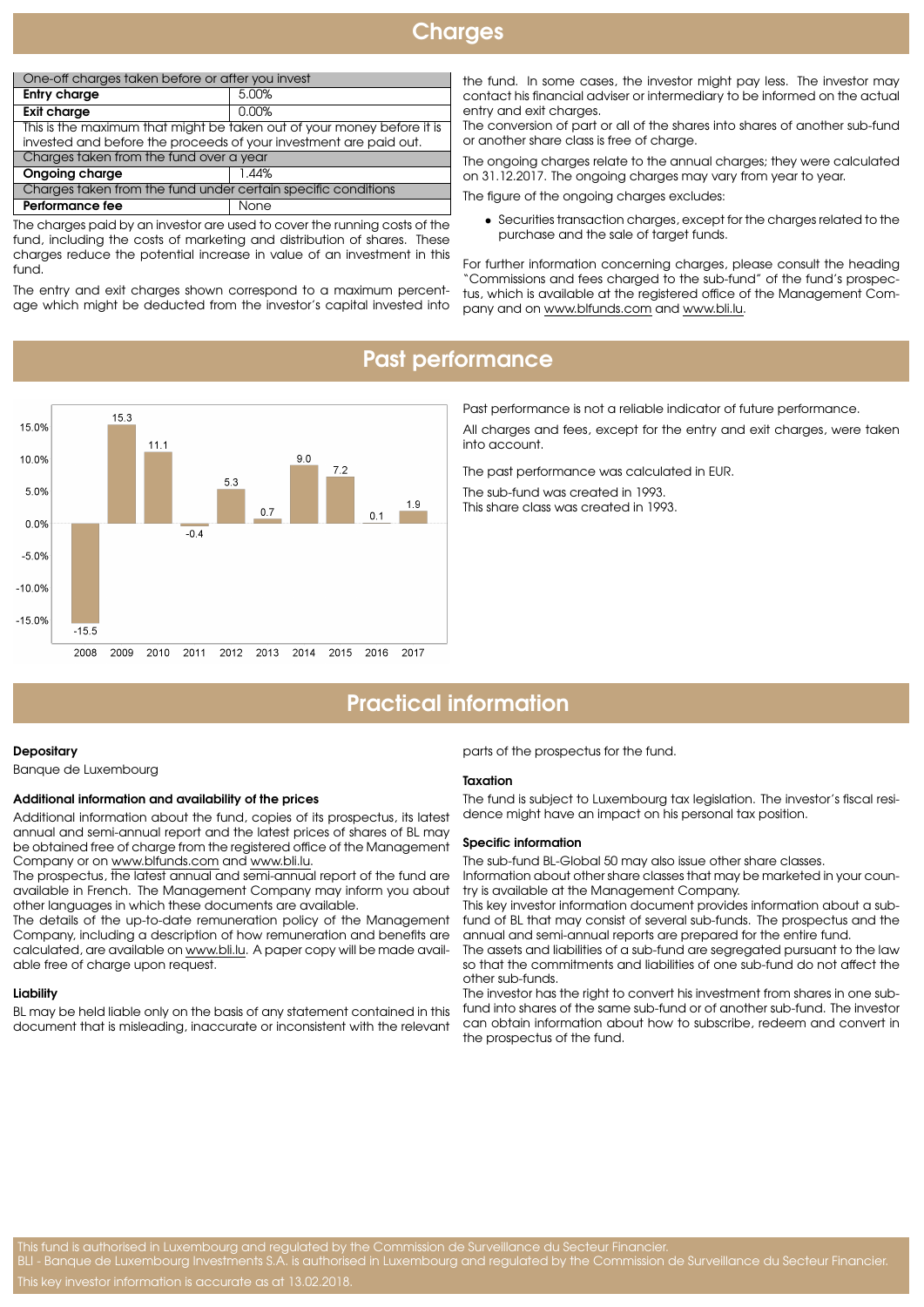# Charges

| | |
|---|---|
| One-off charges taken before or after you invest | |
| **Entry charge** | 5.00% |
| **Exit charge** | 0.00% |
| This is the maximum that might be taken out of your money before it is invested and before the proceeds of your investment are paid out. | |
| Charges taken from the fund over a year | |
| **Ongoing charge** | 1.44% |
| Charges taken from the fund under certain specific conditions | |
| **Performance fee** | None |

The charges paid by an investor are used to cover the running costs of the fund, including the costs of marketing and distribution of shares. These charges reduce the potential increase in value of an investment in this fund.

The entry and exit charges shown correspond to a maximum percentage which might be deducted from the investor's capital invested into the fund. In some cases, the investor might pay less. The investor may contact his financial adviser or intermediary to be informed on the actual entry and exit charges.

The conversion of part or all of the shares into shares of another sub-fund or another share class is free of charge.

The ongoing charges relate to the annual charges; they were calculated on 31.12.2017. The ongoing charges may vary from year to year.

The figure of the ongoing charges excludes:

- Securities transaction charges, except for the charges related to the purchase and the sale of target funds.

For further information concerning charges, please consult the heading "Commissions and fees charged to the sub-fund" of the fund's prospectus, which is available at the registered office of the Management Company and on www.blfunds.com and www.bli.lu.

# Past performance

15.0%
10.0%
5.0%
0.0%
-5.0%
-10.0%
-15.0%

-15.5
15.3
11.1
-0.4
5.3
0.7
9.0
7.2
0.1
1.9

2008 2009 2010 2011 2012 2013 2014 2015 2016 2017

Past performance is not a reliable indicator of future performance.

All charges and fees, except for the entry and exit charges, were taken into account.

The past performance was calculated in EUR.

The sub-fund was created in 1993.
This share class was created in 1993.

# Practical information

**Depositary**

Banque de Luxembourg

**Additional information and availability of the prices**

Additional information about the fund, copies of its prospectus, its latest annual and semi-annual report and the latest prices of shares of BL may be obtained free of charge from the registered office of the Management Company or on www.blfunds.com and www.bli.lu.
The prospectus, the latest annual and semi-annual report of the fund are available in French. The Management Company may inform you about other languages in which these documents are available.
The details of the up-to-date remuneration policy of the Management Company, including a description of how remuneration and benefits are calculated, are available on www.bli.lu. A paper copy will be made available free of charge upon request.

**Liability**

BL may be held liable only on the basis of any statement contained in this document that is misleading, inaccurate or inconsistent with the relevant parts of the prospectus for the fund.

**Taxation**

The fund is subject to Luxembourg tax legislation. The investor's fiscal residence might have an impact on his personal tax position.

**Specific information**

The sub-fund BL-Global 50 may also issue other share classes.
Information about other share classes that may be marketed in your country is available at the Management Company.
This key investor information document provides information about a sub-fund of BL that may consist of several sub-funds. The prospectus and the annual and semi-annual reports are prepared for the entire fund.
The assets and liabilities of a sub-fund are segregated pursuant to the law so that the commitments and liabilities of one sub-fund do not affect the other sub-funds.
The investor has the right to convert his investment from shares in one sub-fund into shares of the same sub-fund or of another sub-fund. The investor can obtain information about how to subscribe, redeem and convert in the prospectus of the fund.

This fund is authorised in Luxembourg and regulated by the Commission de Surveillance du Secteur Financier.
BLI - Banque de Luxembourg Investments S.A. is authorised in Luxembourg and regulated by the Commission de Surveillance du Secteur Financier.

This key investor information is accurate as at 13.02.2018.